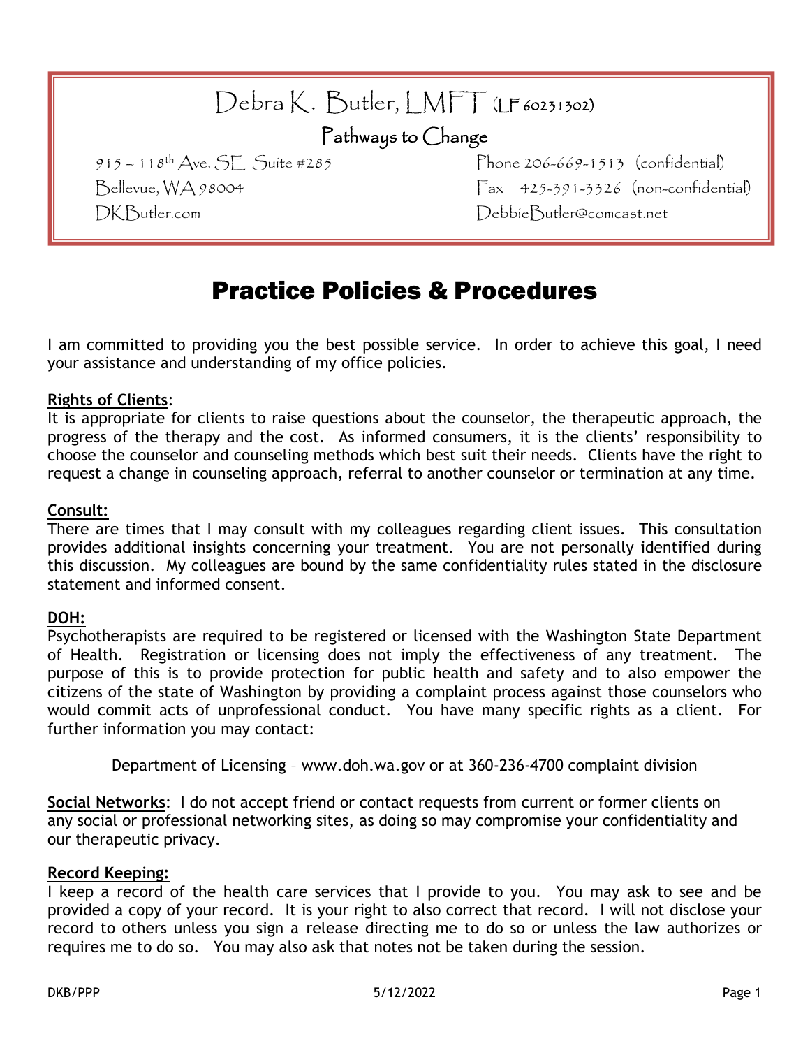# Debra K. Butler, LMFT (LF 60231302)

## Pathways to Change

915 – 118th Ave. SE Suite #285
Bellevue, WA 98004
DKButler.com

Phone 206-669-1513 (confidential)
Fax 425-391-3326 (non-confidential)
DebbieButler@comcast.net

# Practice Policies & Procedures

I am committed to providing you the best possible service. In order to achieve this goal, I need your assistance and understanding of my office policies.

**Rights of Clients**:
It is appropriate for clients to raise questions about the counselor, the therapeutic approach, the progress of the therapy and the cost. As informed consumers, it is the clients' responsibility to choose the counselor and counseling methods which best suit their needs. Clients have the right to request a change in counseling approach, referral to another counselor or termination at any time.

**Consult:**
There are times that I may consult with my colleagues regarding client issues. This consultation provides additional insights concerning your treatment. You are not personally identified during this discussion. My colleagues are bound by the same confidentiality rules stated in the disclosure statement and informed consent.

**DOH:**
Psychotherapists are required to be registered or licensed with the Washington State Department of Health. Registration or licensing does not imply the effectiveness of any treatment. The purpose of this is to provide protection for public health and safety and to also empower the citizens of the state of Washington by providing a complaint process against those counselors who would commit acts of unprofessional conduct. You have many specific rights as a client. For further information you may contact:

Department of Licensing – www.doh.wa.gov or at 360-236-4700 complaint division

**Social Networks**: I do not accept friend or contact requests from current or former clients on any social or professional networking sites, as doing so may compromise your confidentiality and our therapeutic privacy.

**Record Keeping:**
I keep a record of the health care services that I provide to you. You may ask to see and be provided a copy of your record. It is your right to also correct that record. I will not disclose your record to others unless you sign a release directing me to do so or unless the law authorizes or requires me to do so. You may also ask that notes not be taken during the session.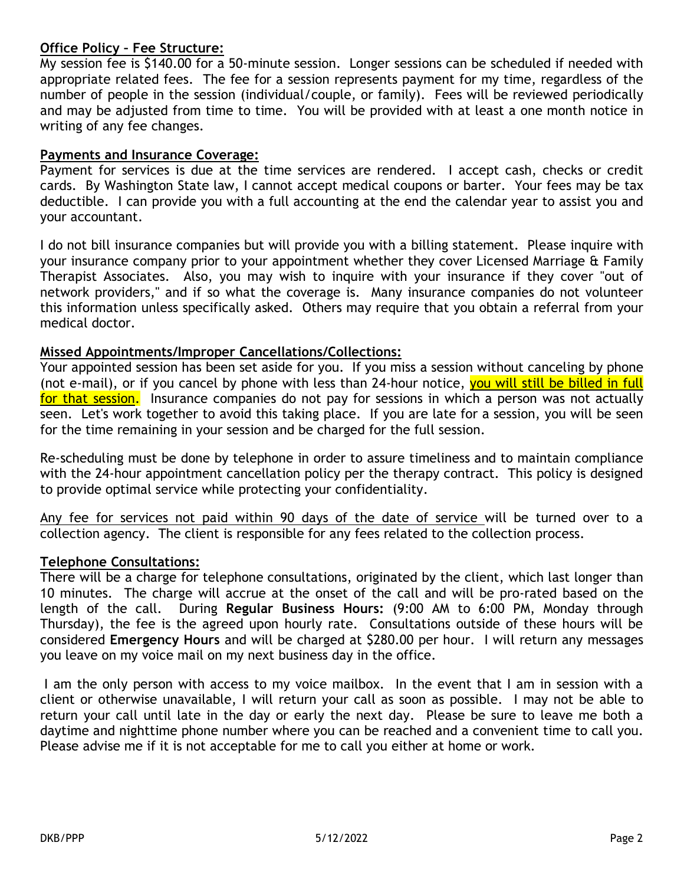**Office Policy – Fee Structure:**

My session fee is $140.00 for a 50-minute session. Longer sessions can be scheduled if needed with appropriate related fees. The fee for a session represents payment for my time, regardless of the number of people in the session (individual/couple, or family). Fees will be reviewed periodically and may be adjusted from time to time. You will be provided with at least a one month notice in writing of any fee changes.

**Payments and Insurance Coverage:**

Payment for services is due at the time services are rendered. I accept cash, checks or credit cards. By Washington State law, I cannot accept medical coupons or barter. Your fees may be tax deductible. I can provide you with a full accounting at the end the calendar year to assist you and your accountant.

I do not bill insurance companies but will provide you with a billing statement. Please inquire with your insurance company prior to your appointment whether they cover Licensed Marriage & Family Therapist Associates. Also, you may wish to inquire with your insurance if they cover "out of network providers," and if so what the coverage is. Many insurance companies do not volunteer this information unless specifically asked. Others may require that you obtain a referral from your medical doctor.

**Missed Appointments/Improper Cancellations/Collections:**

Your appointed session has been set aside for you. If you miss a session without canceling by phone (not e-mail), or if you cancel by phone with less than 24-hour notice, you will still be billed in full for that session. Insurance companies do not pay for sessions in which a person was not actually seen. Let's work together to avoid this taking place. If you are late for a session, you will be seen for the time remaining in your session and be charged for the full session.

Re-scheduling must be done by telephone in order to assure timeliness and to maintain compliance with the 24-hour appointment cancellation policy per the therapy contract. This policy is designed to provide optimal service while protecting your confidentiality.

Any fee for services not paid within 90 days of the date of service will be turned over to a collection agency. The client is responsible for any fees related to the collection process.

**Telephone Consultations:**

There will be a charge for telephone consultations, originated by the client, which last longer than 10 minutes. The charge will accrue at the onset of the call and will be pro-rated based on the length of the call. During **Regular Business Hours:** (9:00 AM to 6:00 PM, Monday through Thursday), the fee is the agreed upon hourly rate. Consultations outside of these hours will be considered **Emergency Hours** and will be charged at $280.00 per hour. I will return any messages you leave on my voice mail on my next business day in the office.

I am the only person with access to my voice mailbox. In the event that I am in session with a client or otherwise unavailable, I will return your call as soon as possible. I may not be able to return your call until late in the day or early the next day. Please be sure to leave me both a daytime and nighttime phone number where you can be reached and a convenient time to call you. Please advise me if it is not acceptable for me to call you either at home or work.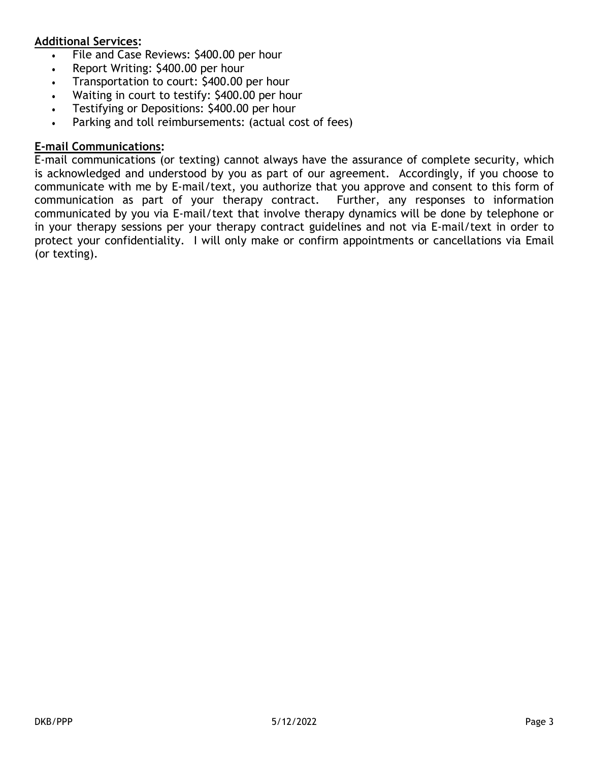**Additional Services:**

- File and Case Reviews: $400.00 per hour
- Report Writing: $400.00 per hour
- Transportation to court: $400.00 per hour
- Waiting in court to testify: $400.00 per hour
- Testifying or Depositions: $400.00 per hour
- Parking and toll reimbursements: (actual cost of fees)

**E-mail Communications:**

E-mail communications (or texting) cannot always have the assurance of complete security, which is acknowledged and understood by you as part of our agreement. Accordingly, if you choose to communicate with me by E-mail/text, you authorize that you approve and consent to this form of communication as part of your therapy contract. Further, any responses to information communicated by you via E-mail/text that involve therapy dynamics will be done by telephone or in your therapy sessions per your therapy contract guidelines and not via E-mail/text in order to protect your confidentiality. I will only make or confirm appointments or cancellations via Email (or texting).